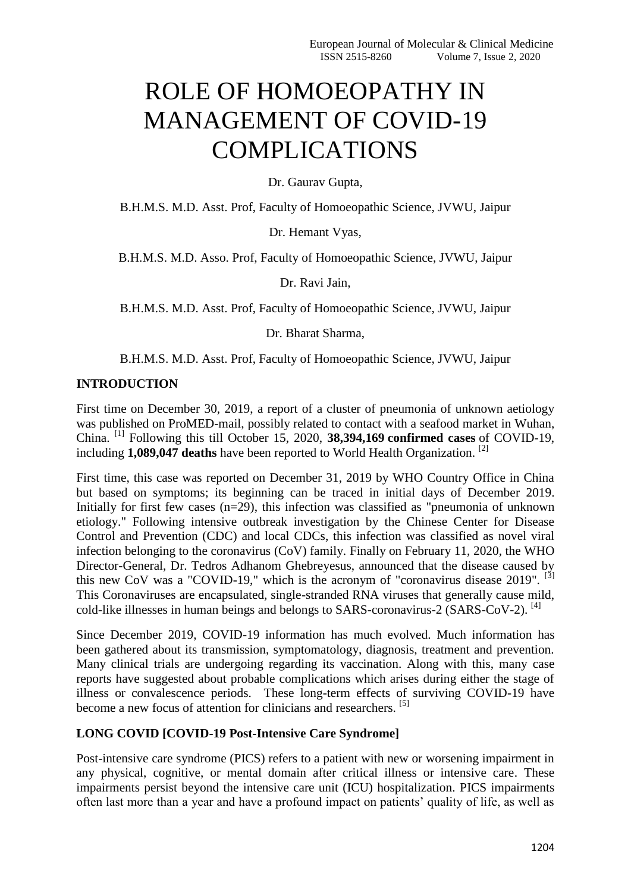# ROLE OF HOMOEOPATHY IN MANAGEMENT OF COVID-19 COMPLICATIONS

Dr. Gaurav Gupta,

B.H.M.S. M.D. Asst. Prof, Faculty of Homoeopathic Science, JVWU, Jaipur

Dr. Hemant Vyas,

B.H.M.S. M.D. Asso. Prof, Faculty of Homoeopathic Science, JVWU, Jaipur

Dr. Ravi Jain,

B.H.M.S. M.D. Asst. Prof, Faculty of Homoeopathic Science, JVWU, Jaipur

Dr. Bharat Sharma,

B.H.M.S. M.D. Asst. Prof, Faculty of Homoeopathic Science, JVWU, Jaipur

## INTRODUCTION

First time on December 30, 2019, a report of a cluster of pneumonia of unknown aetiology was published on ProMED-mail, possibly related to contact with a seafood market in Wuhan, China. [1] Following this till October 15, 2020, **38,394,169 confirmed cases** of COVID-19, including **1,089,047 deaths** have been reported to World Health Organization. [2]

First time, this case was reported on December 31, 2019 by WHO Country Office in China but based on symptoms; its beginning can be traced in initial days of December 2019. Initially for first few cases (n=29), this infection was classified as "pneumonia of unknown etiology." Following intensive outbreak investigation by the Chinese Center for Disease Control and Prevention (CDC) and local CDCs, this infection was classified as novel viral infection belonging to the coronavirus (CoV) family. Finally on February 11, 2020, the WHO Director-General, Dr. Tedros Adhanom Ghebreyesus, announced that the disease caused by this new CoV was a "COVID-19," which is the acronym of "coronavirus disease 2019". [3] This Coronaviruses are encapsulated, single-stranded RNA viruses that generally cause mild, cold-like illnesses in human beings and belongs to SARS-coronavirus-2 (SARS-CoV-2). [4]

Since December 2019, COVID-19 information has much evolved. Much information has been gathered about its transmission, symptomatology, diagnosis, treatment and prevention. Many clinical trials are undergoing regarding its vaccination. Along with this, many case reports have suggested about probable complications which arises during either the stage of illness or convalescence periods. These long-term effects of surviving COVID-19 have become a new focus of attention for clinicians and researchers. [5]

## LONG COVID [COVID-19 Post-Intensive Care Syndrome]

Post-intensive care syndrome (PICS) refers to a patient with new or worsening impairment in any physical, cognitive, or mental domain after critical illness or intensive care. These impairments persist beyond the intensive care unit (ICU) hospitalization. PICS impairments often last more than a year and have a profound impact on patients' quality of life, as well as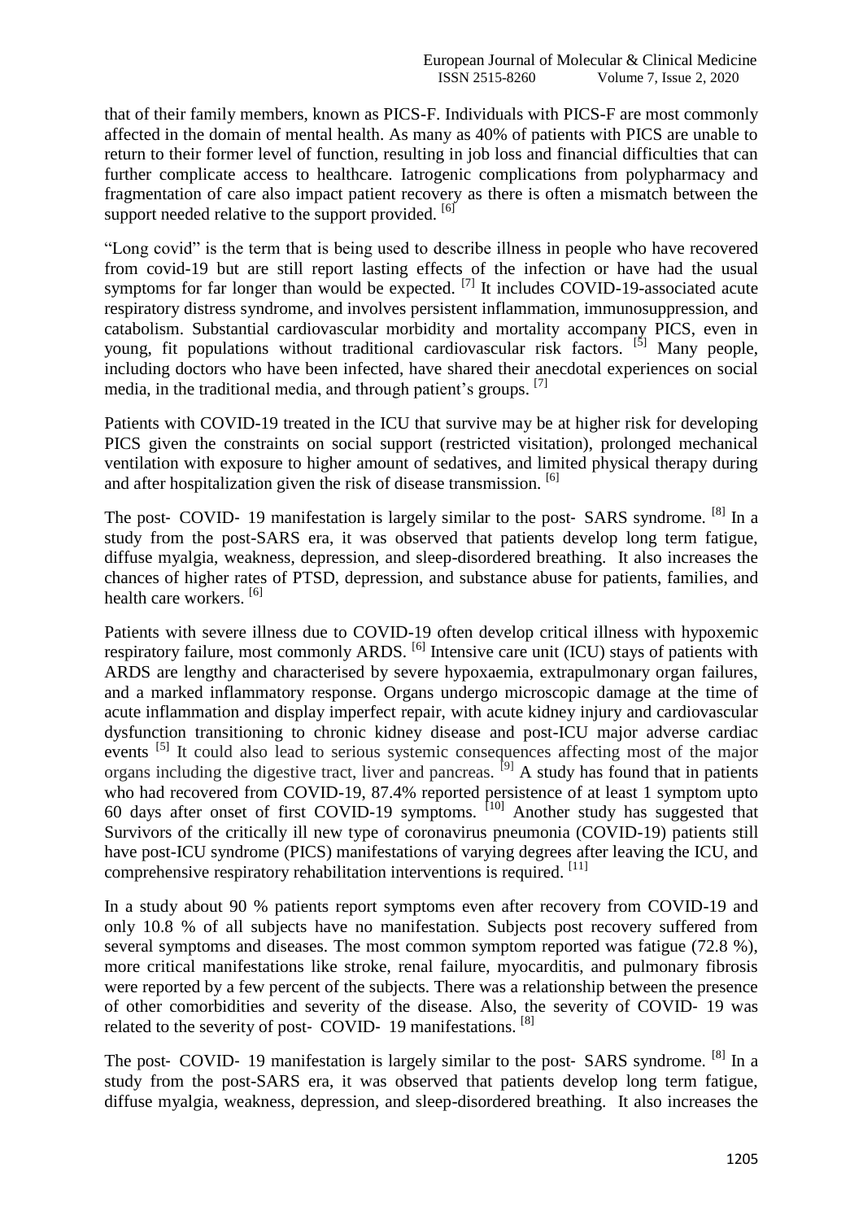that of their family members, known as PICS-F. Individuals with PICS-F are most commonly affected in the domain of mental health. As many as 40% of patients with PICS are unable to return to their former level of function, resulting in job loss and financial difficulties that can further complicate access to healthcare. Iatrogenic complications from polypharmacy and fragmentation of care also impact patient recovery as there is often a mismatch between the support needed relative to the support provided. [6]

"Long covid" is the term that is being used to describe illness in people who have recovered from covid-19 but are still report lasting effects of the infection or have had the usual symptoms for far longer than would be expected. [7] It includes COVID-19-associated acute respiratory distress syndrome, and involves persistent inflammation, immunosuppression, and catabolism. Substantial cardiovascular morbidity and mortality accompany PICS, even in young, fit populations without traditional cardiovascular risk factors. [5] Many people, including doctors who have been infected, have shared their anecdotal experiences on social media, in the traditional media, and through patient's groups. [7]

Patients with COVID-19 treated in the ICU that survive may be at higher risk for developing PICS given the constraints on social support (restricted visitation), prolonged mechanical ventilation with exposure to higher amount of sedatives, and limited physical therapy during and after hospitalization given the risk of disease transmission. [6]

The post- COVID- 19 manifestation is largely similar to the post- SARS syndrome. [8] In a study from the post-SARS era, it was observed that patients develop long term fatigue, diffuse myalgia, weakness, depression, and sleep-disordered breathing. It also increases the chances of higher rates of PTSD, depression, and substance abuse for patients, families, and health care workers. [6]

Patients with severe illness due to COVID-19 often develop critical illness with hypoxemic respiratory failure, most commonly ARDS. [6] Intensive care unit (ICU) stays of patients with ARDS are lengthy and characterised by severe hypoxaemia, extrapulmonary organ failures, and a marked inflammatory response. Organs undergo microscopic damage at the time of acute inflammation and display imperfect repair, with acute kidney injury and cardiovascular dysfunction transitioning to chronic kidney disease and post-ICU major adverse cardiac events [5] It could also lead to serious systemic consequences affecting most of the major organs including the digestive tract, liver and pancreas. [9] A study has found that in patients who had recovered from COVID-19, 87.4% reported persistence of at least 1 symptom upto 60 days after onset of first COVID-19 symptoms. [10] Another study has suggested that Survivors of the critically ill new type of coronavirus pneumonia (COVID-19) patients still have post-ICU syndrome (PICS) manifestations of varying degrees after leaving the ICU, and comprehensive respiratory rehabilitation interventions is required. [11]

In a study about 90 % patients report symptoms even after recovery from COVID-19 and only 10.8 % of all subjects have no manifestation. Subjects post recovery suffered from several symptoms and diseases. The most common symptom reported was fatigue (72.8 %), more critical manifestations like stroke, renal failure, myocarditis, and pulmonary fibrosis were reported by a few percent of the subjects. There was a relationship between the presence of other comorbidities and severity of the disease. Also, the severity of COVID- 19 was related to the severity of post- COVID- 19 manifestations. [8]

The post- COVID- 19 manifestation is largely similar to the post- SARS syndrome. [8] In a study from the post-SARS era, it was observed that patients develop long term fatigue, diffuse myalgia, weakness, depression, and sleep-disordered breathing. It also increases the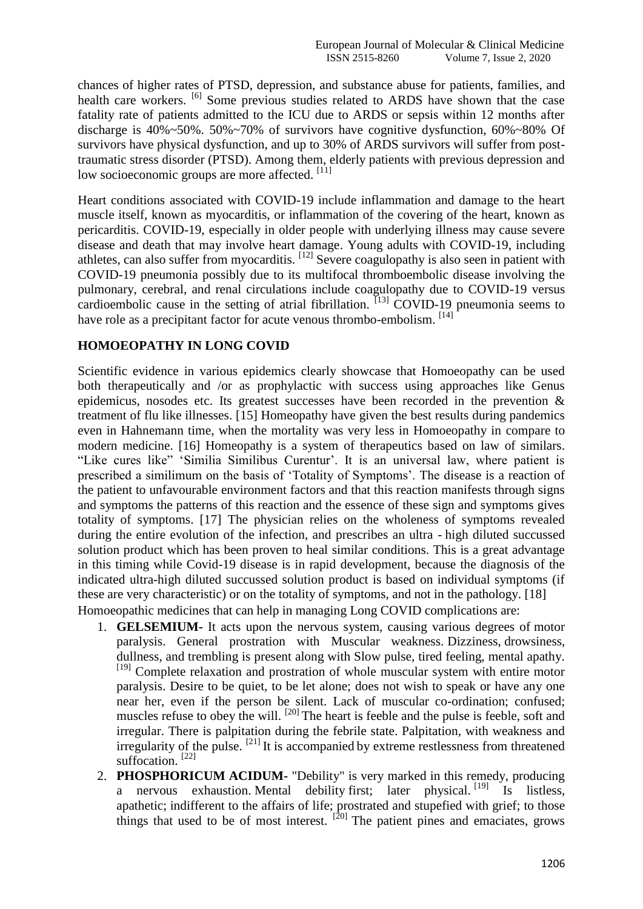chances of higher rates of PTSD, depression, and substance abuse for patients, families, and health care workers. [6] Some previous studies related to ARDS have shown that the case fatality rate of patients admitted to the ICU due to ARDS or sepsis within 12 months after discharge is 40%~50%. 50%~70% of survivors have cognitive dysfunction, 60%~80% Of survivors have physical dysfunction, and up to 30% of ARDS survivors will suffer from post-traumatic stress disorder (PTSD). Among them, elderly patients with previous depression and low socioeconomic groups are more affected. [11]

Heart conditions associated with COVID-19 include inflammation and damage to the heart muscle itself, known as myocarditis, or inflammation of the covering of the heart, known as pericarditis. COVID-19, especially in older people with underlying illness may cause severe disease and death that may involve heart damage. Young adults with COVID-19, including athletes, can also suffer from myocarditis. [12] Severe coagulopathy is also seen in patient with COVID-19 pneumonia possibly due to its multifocal thromboembolic disease involving the pulmonary, cerebral, and renal circulations include coagulopathy due to COVID-19 versus cardioembolic cause in the setting of atrial fibrillation. [13] COVID-19 pneumonia seems to have role as a precipitant factor for acute venous thrombo-embolism. [14]

## HOMOEOPATHY IN LONG COVID

Scientific evidence in various epidemics clearly showcase that Homoeopathy can be used both therapeutically and /or as prophylactic with success using approaches like Genus epidemicus, nosodes etc. Its greatest successes have been recorded in the prevention & treatment of flu like illnesses. [15] Homeopathy have given the best results during pandemics even in Hahnemann time, when the mortality was very less in Homoeopathy in compare to modern medicine. [16] Homeopathy is a system of therapeutics based on law of similars. "Like cures like" 'Similia Similibus Curentur'. It is an universal law, where patient is prescribed a similimum on the basis of 'Totality of Symptoms'. The disease is a reaction of the patient to unfavourable environment factors and that this reaction manifests through signs and symptoms the patterns of this reaction and the essence of these sign and symptoms gives totality of symptoms. [17] The physician relies on the wholeness of symptoms revealed during the entire evolution of the infection, and prescribes an ultra - high diluted succussed solution product which has been proven to heal similar conditions. This is a great advantage in this timing while Covid-19 disease is in rapid development, because the diagnosis of the indicated ultra-high diluted succussed solution product is based on individual symptoms (if these are very characteristic) or on the totality of symptoms, and not in the pathology. [18]

Homoeopathic medicines that can help in managing Long COVID complications are:

1. **GELSEMIUM-** It acts upon the nervous system, causing various degrees of motor paralysis. General prostration with Muscular weakness. Dizziness, drowsiness, dullness, and trembling is present along with Slow pulse, tired feeling, mental apathy. [19] Complete relaxation and prostration of whole muscular system with entire motor paralysis. Desire to be quiet, to be let alone; does not wish to speak or have any one near her, even if the person be silent. Lack of muscular co-ordination; confused; muscles refuse to obey the will. [20] The heart is feeble and the pulse is feeble, soft and irregular. There is palpitation during the febrile state. Palpitation, with weakness and irregularity of the pulse. [21] It is accompanied by extreme restlessness from threatened suffocation. [22]
2. **PHOSPHORICUM ACIDUM-** "Debility" is very marked in this remedy, producing a nervous exhaustion. Mental debility first; later physical. [19] Is listless, apathetic; indifferent to the affairs of life; prostrated and stupefied with grief; to those things that used to be of most interest. [20] The patient pines and emaciates, grows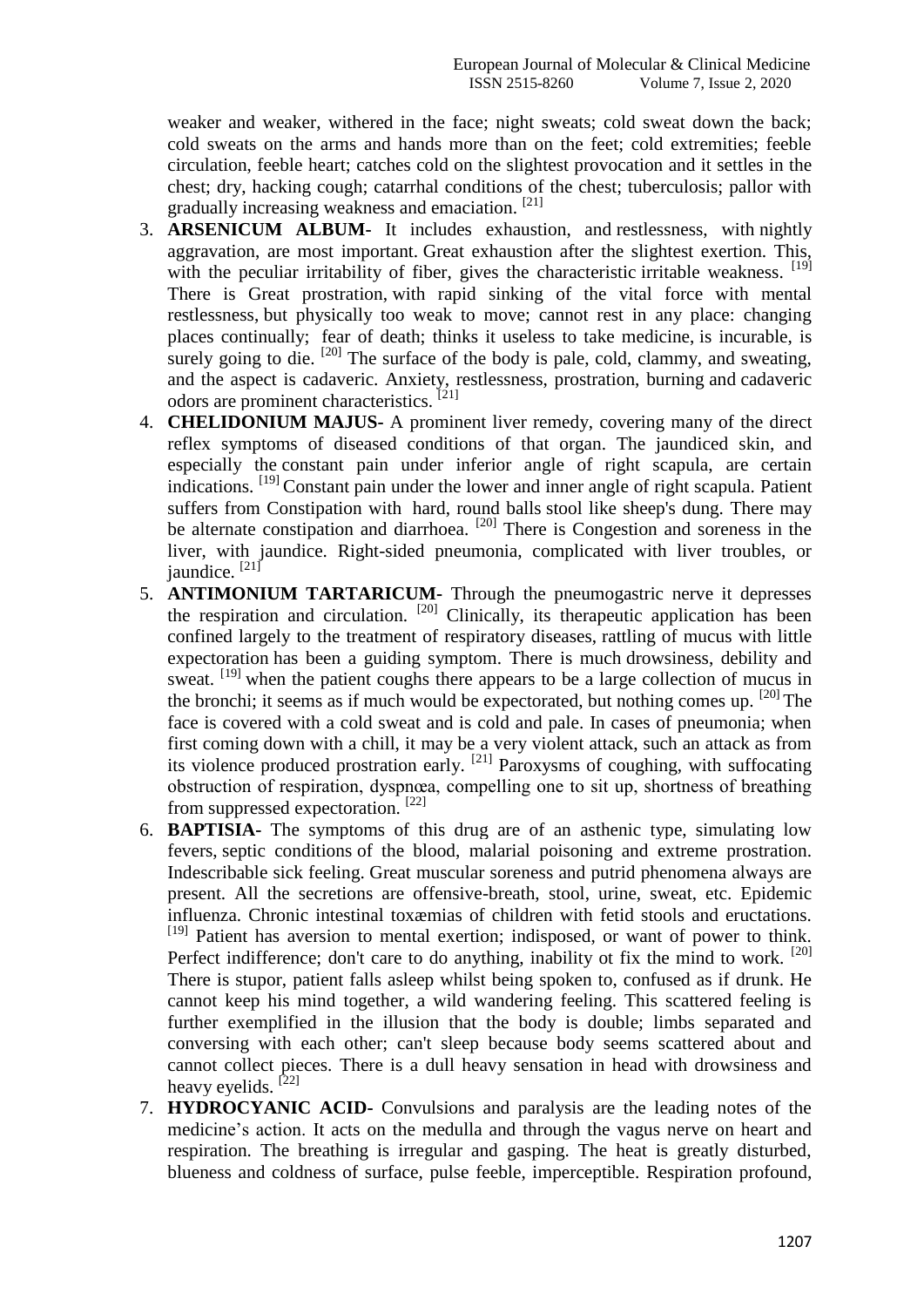weaker and weaker, withered in the face; night sweats; cold sweat down the back; cold sweats on the arms and hands more than on the feet; cold extremities; feeble circulation, feeble heart; catches cold on the slightest provocation and it settles in the chest; dry, hacking cough; catarrhal conditions of the chest; tuberculosis; pallor with gradually increasing weakness and emaciation. [21]

3. **ARSENICUM ALBUM-** It includes exhaustion, and restlessness, with nightly aggravation, are most important. Great exhaustion after the slightest exertion. This, with the peculiar irritability of fiber, gives the characteristic irritable weakness. [19] There is Great prostration, with rapid sinking of the vital force with mental restlessness, but physically too weak to move; cannot rest in any place: changing places continually; fear of death; thinks it useless to take medicine, is incurable, is surely going to die. [20] The surface of the body is pale, cold, clammy, and sweating, and the aspect is cadaveric. Anxiety, restlessness, prostration, burning and cadaveric odors are prominent characteristics. [21]
4. **CHELIDONIUM MAJUS-** A prominent liver remedy, covering many of the direct reflex symptoms of diseased conditions of that organ. The jaundiced skin, and especially the constant pain under inferior angle of right scapula, are certain indications. [19] Constant pain under the lower and inner angle of right scapula. Patient suffers from Constipation with hard, round balls stool like sheep's dung. There may be alternate constipation and diarrhoea. [20] There is Congestion and soreness in the liver, with jaundice. Right-sided pneumonia, complicated with liver troubles, or jaundice. [21]
5. **ANTIMONIUM TARTARICUM-** Through the pneumogastric nerve it depresses the respiration and circulation. [20] Clinically, its therapeutic application has been confined largely to the treatment of respiratory diseases, rattling of mucus with little expectoration has been a guiding symptom. There is much drowsiness, debility and sweat. [19] when the patient coughs there appears to be a large collection of mucus in the bronchi; it seems as if much would be expectorated, but nothing comes up. [20] The face is covered with a cold sweat and is cold and pale. In cases of pneumonia; when first coming down with a chill, it may be a very violent attack, such an attack as from its violence produced prostration early. [21] Paroxysms of coughing, with suffocating obstruction of respiration, dyspnœa, compelling one to sit up, shortness of breathing from suppressed expectoration. [22]
6. **BAPTISIA-** The symptoms of this drug are of an asthenic type, simulating low fevers, septic conditions of the blood, malarial poisoning and extreme prostration. Indescribable sick feeling. Great muscular soreness and putrid phenomena always are present. All the secretions are offensive-breath, stool, urine, sweat, etc. Epidemic influenza. Chronic intestinal toxæmias of children with fetid stools and eructations. [19] Patient has aversion to mental exertion; indisposed, or want of power to think. Perfect indifference; don't care to do anything, inability ot fix the mind to work. [20] There is stupor, patient falls asleep whilst being spoken to, confused as if drunk. He cannot keep his mind together, a wild wandering feeling. This scattered feeling is further exemplified in the illusion that the body is double; limbs separated and conversing with each other; can't sleep because body seems scattered about and cannot collect pieces. There is a dull heavy sensation in head with drowsiness and heavy eyelids. [22]
7. **HYDROCYANIC ACID-** Convulsions and paralysis are the leading notes of the medicine's action. It acts on the medulla and through the vagus nerve on heart and respiration. The breathing is irregular and gasping. The heat is greatly disturbed, blueness and coldness of surface, pulse feeble, imperceptible. Respiration profound,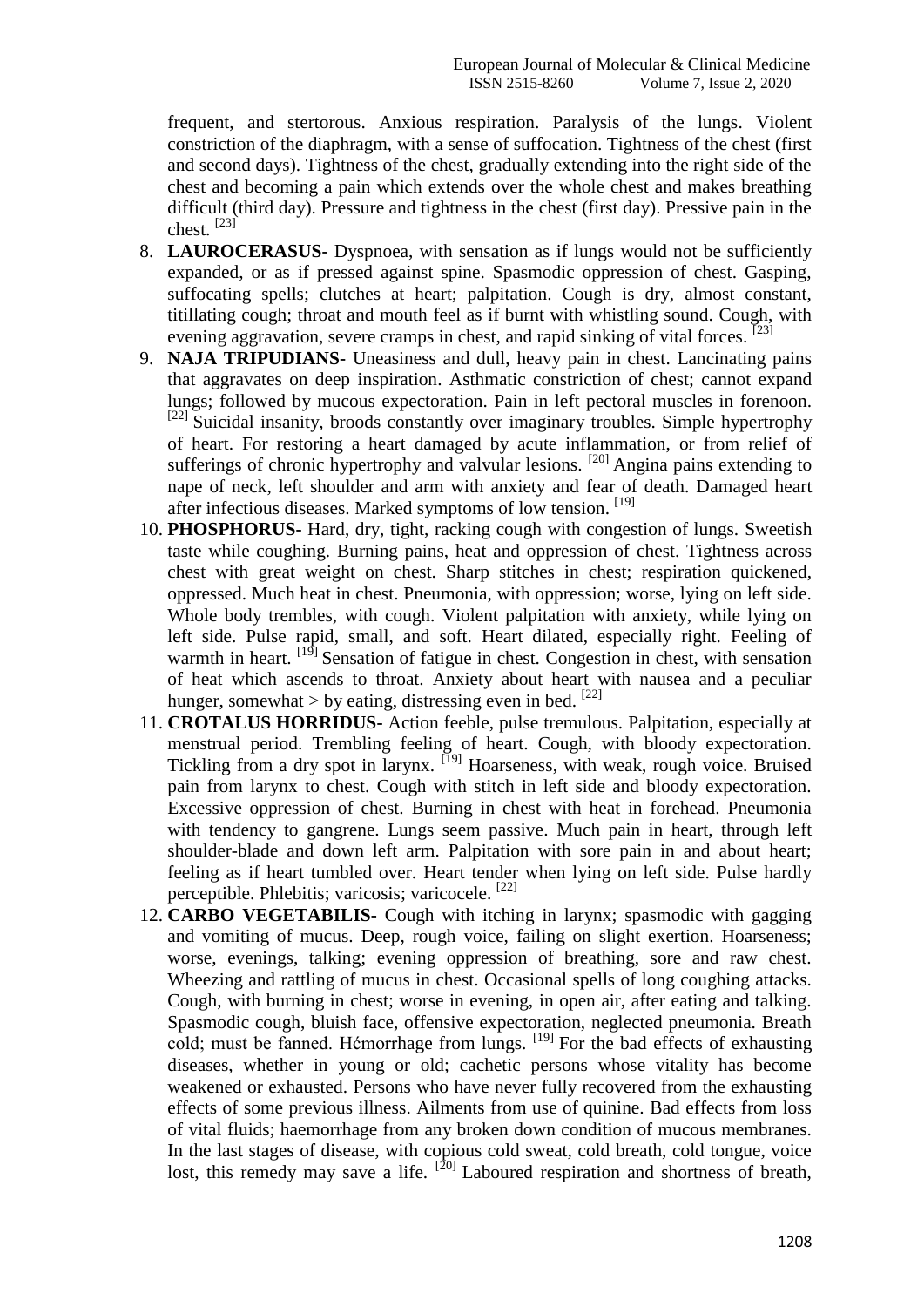frequent, and stertorous. Anxious respiration. Paralysis of the lungs. Violent constriction of the diaphragm, with a sense of suffocation. Tightness of the chest (first and second days). Tightness of the chest, gradually extending into the right side of the chest and becoming a pain which extends over the whole chest and makes breathing difficult (third day). Pressure and tightness in the chest (first day). Pressive pain in the chest. [23]

8. **LAUROCERASUS-** Dyspnoea, with sensation as if lungs would not be sufficiently expanded, or as if pressed against spine. Spasmodic oppression of chest. Gasping, suffocating spells; clutches at heart; palpitation. Cough is dry, almost constant, titillating cough; throat and mouth feel as if burnt with whistling sound. Cough, with evening aggravation, severe cramps in chest, and rapid sinking of vital forces. [23]
9. **NAJA TRIPUDIANS-** Uneasiness and dull, heavy pain in chest. Lancinating pains that aggravates on deep inspiration. Asthmatic constriction of chest; cannot expand lungs; followed by mucous expectoration. Pain in left pectoral muscles in forenoon. [22] Suicidal insanity, broods constantly over imaginary troubles. Simple hypertrophy of heart. For restoring a heart damaged by acute inflammation, or from relief of sufferings of chronic hypertrophy and valvular lesions. [20] Angina pains extending to nape of neck, left shoulder and arm with anxiety and fear of death. Damaged heart after infectious diseases. Marked symptoms of low tension. [19]
10. **PHOSPHORUS-** Hard, dry, tight, racking cough with congestion of lungs. Sweetish taste while coughing. Burning pains, heat and oppression of chest. Tightness across chest with great weight on chest. Sharp stitches in chest; respiration quickened, oppressed. Much heat in chest. Pneumonia, with oppression; worse, lying on left side. Whole body trembles, with cough. Violent palpitation with anxiety, while lying on left side. Pulse rapid, small, and soft. Heart dilated, especially right. Feeling of warmth in heart. [19] Sensation of fatigue in chest. Congestion in chest, with sensation of heat which ascends to throat. Anxiety about heart with nausea and a peculiar hunger, somewhat > by eating, distressing even in bed. [22]
11. **CROTALUS HORRIDUS-** Action feeble, pulse tremulous. Palpitation, especially at menstrual period. Trembling feeling of heart. Cough, with bloody expectoration. Tickling from a dry spot in larynx. [19] Hoarseness, with weak, rough voice. Bruised pain from larynx to chest. Cough with stitch in left side and bloody expectoration. Excessive oppression of chest. Burning in chest with heat in forehead. Pneumonia with tendency to gangrene. Lungs seem passive. Much pain in heart, through left shoulder-blade and down left arm. Palpitation with sore pain in and about heart; feeling as if heart tumbled over. Heart tender when lying on left side. Pulse hardly perceptible. Phlebitis; varicosis; varicocele. [22]
12. **CARBO VEGETABILIS-** Cough with itching in larynx; spasmodic with gagging and vomiting of mucus. Deep, rough voice, failing on slight exertion. Hoarseness; worse, evenings, talking; evening oppression of breathing, sore and raw chest. Wheezing and rattling of mucus in chest. Occasional spells of long coughing attacks. Cough, with burning in chest; worse in evening, in open air, after eating and talking. Spasmodic cough, bluish face, offensive expectoration, neglected pneumonia. Breath cold; must be fanned. Hǽmorrhage from lungs. [19] For the bad effects of exhausting diseases, whether in young or old; cachetic persons whose vitality has become weakened or exhausted. Persons who have never fully recovered from the exhausting effects of some previous illness. Ailments from use of quinine. Bad effects from loss of vital fluids; haemorrhage from any broken down condition of mucous membranes. In the last stages of disease, with copious cold sweat, cold breath, cold tongue, voice lost, this remedy may save a life. [20] Laboured respiration and shortness of breath,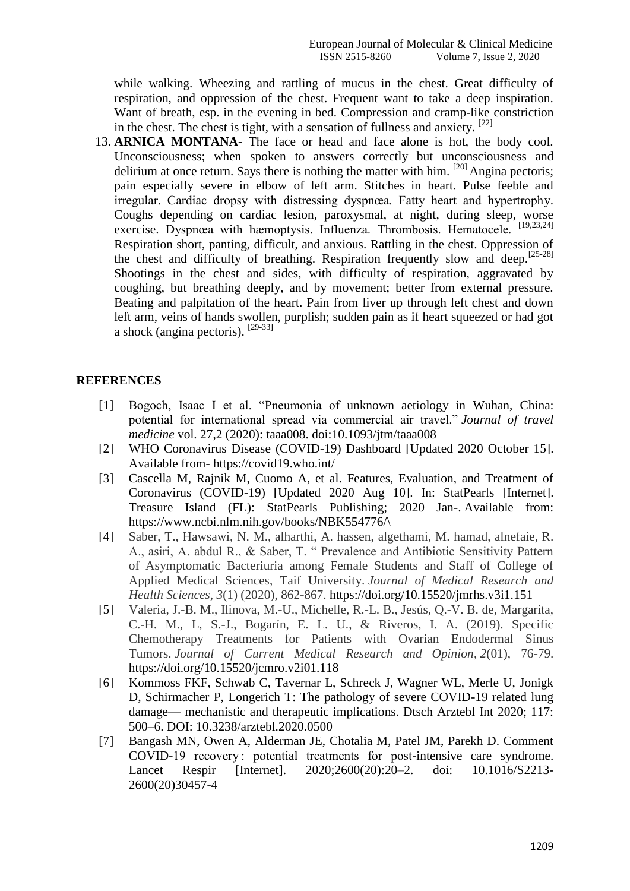while walking. Wheezing and rattling of mucus in the chest. Great difficulty of respiration, and oppression of the chest. Frequent want to take a deep inspiration. Want of breath, esp. in the evening in bed. Compression and cramp-like constriction in the chest. The chest is tight, with a sensation of fullness and anxiety. [22]

13. **ARNICA MONTANA**- The face or head and face alone is hot, the body cool. Unconsciousness; when spoken to answers correctly but unconsciousness and delirium at once return. Says there is nothing the matter with him. [20] Angina pectoris; pain especially severe in elbow of left arm. Stitches in heart. Pulse feeble and irregular. Cardiac dropsy with distressing dyspnœa. Fatty heart and hypertrophy. Coughs depending on cardiac lesion, paroxysmal, at night, during sleep, worse exercise. Dyspnœa with hæmoptysis. Influenza. Thrombosis. Hematocele. [19,23,24] Respiration short, panting, difficult, and anxious. Rattling in the chest. Oppression of the chest and difficulty of breathing. Respiration frequently slow and deep.[25-28] Shootings in the chest and sides, with difficulty of respiration, aggravated by coughing, but breathing deeply, and by movement; better from external pressure. Beating and palpitation of the heart. Pain from liver up through left chest and down left arm, veins of hands swollen, purplish; sudden pain as if heart squeezed or had got a shock (angina pectoris). [29-33]

## REFERENCES

[1] Bogoch, Isaac I et al. "Pneumonia of unknown aetiology in Wuhan, China: potential for international spread via commercial air travel." *Journal of travel medicine* vol. 27,2 (2020): taaa008. doi:10.1093/jtm/taaa008

[2] WHO Coronavirus Disease (COVID-19) Dashboard [Updated 2020 October 15]. Available from- https://covid19.who.int/

[3] Cascella M, Rajnik M, Cuomo A, et al. Features, Evaluation, and Treatment of Coronavirus (COVID-19) [Updated 2020 Aug 10]. In: StatPearls [Internet]. Treasure Island (FL): StatPearls Publishing; 2020 Jan-. Available from: https://www.ncbi.nlm.nih.gov/books/NBK554776/\

[4] Saber, T., Hawsawi, N. M., alharthi, A. hassen, algethami, M. hamad, alnefaie, R. A., asiri, A. abdul R., & Saber, T. " Prevalence and Antibiotic Sensitivity Pattern of Asymptomatic Bacteriuria among Female Students and Staff of College of Applied Medical Sciences, Taif University. *Journal of Medical Research and Health Sciences*, *3*(1) (2020), 862-867. https://doi.org/10.15520/jmrhs.v3i1.151

[5] Valeria, J.-B. M., Ilinova, M.-U., Michelle, R.-L. B., Jesús, Q.-V. B. de, Margarita, C.-H. M., L, S.-J., Bogarín, E. L. U., & Riveros, I. A. (2019). Specific Chemotherapy Treatments for Patients with Ovarian Endodermal Sinus Tumors. *Journal of Current Medical Research and Opinion*, *2*(01), 76-79. https://doi.org/10.15520/jcmro.v2i01.118

[6] Kommoss FKF, Schwab C, Tavernar L, Schreck J, Wagner WL, Merle U, Jonigk D, Schirmacher P, Longerich T: The pathology of severe COVID-19 related lung damage— mechanistic and therapeutic implications. Dtsch Arztebl Int 2020; 117: 500–6. DOI: 10.3238/arztebl.2020.0500

[7] Bangash MN, Owen A, Alderman JE, Chotalia M, Patel JM, Parekh D. Comment COVID-19 recovery : potential treatments for post-intensive care syndrome. Lancet Respir [Internet]. 2020;2600(20):20–2. doi: 10.1016/S2213-2600(20)30457-4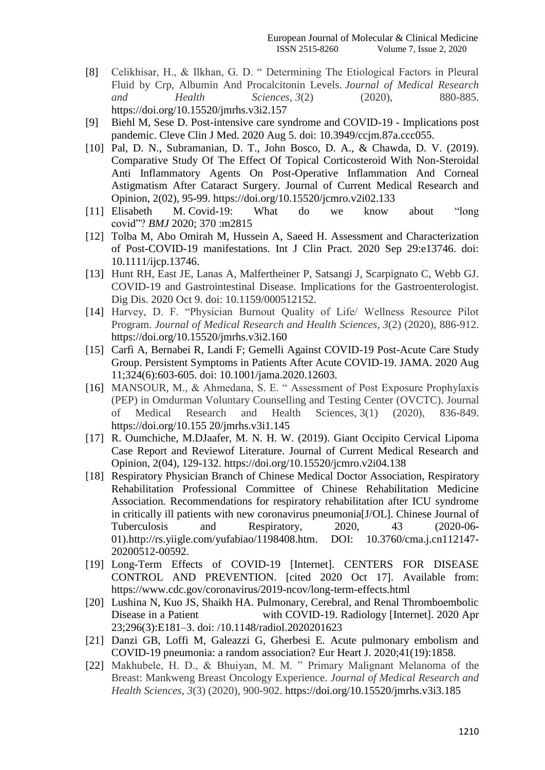[8] Celikhisar, H., & Ilkhan, G. D. " Determining The Etiological Factors in Pleural Fluid by Crp, Albumin And Procalcitonin Levels. *Journal of Medical Research and Health Sciences*, *3*(2) (2020), 880-885. https://doi.org/10.15520/jmrhs.v3i2.157

[9] Biehl M, Sese D. Post-intensive care syndrome and COVID-19 - Implications post pandemic. Cleve Clin J Med. 2020 Aug 5. doi: 10.3949/ccjm.87a.ccc055.

[10] Pal, D. N., Subramanian, D. T., John Bosco, D. A., & Chawda, D. V. (2019). Comparative Study Of The Effect Of Topical Corticosteroid With Non-Steroidal Anti Inflammatory Agents On Post-Operative Inflammation And Corneal Astigmatism After Cataract Surgery. Journal of Current Medical Research and Opinion, 2(02), 95-99. https://doi.org/10.15520/jcmro.v2i02.133

[11] Elisabeth M. Covid-19: What do we know about "long covid"? *BMJ* 2020; 370 :m2815

[12] Tolba M, Abo Omirah M, Hussein A, Saeed H. Assessment and Characterization of Post-COVID-19 manifestations. Int J Clin Pract. 2020 Sep 29:e13746. doi: 10.1111/ijcp.13746.

[13] Hunt RH, East JE, Lanas A, Malfertheiner P, Satsangi J, Scarpignato C, Webb GJ. COVID-19 and Gastrointestinal Disease. Implications for the Gastroenterologist. Dig Dis. 2020 Oct 9. doi: 10.1159/000512152.

[14] Harvey, D. F. "Physician Burnout Quality of Life/ Wellness Resource Pilot Program. *Journal of Medical Research and Health Sciences*, *3*(2) (2020), 886-912. https://doi.org/10.15520/jmrhs.v3i2.160

[15] Carfì A, Bernabei R, Landi F; Gemelli Against COVID-19 Post-Acute Care Study Group. Persistent Symptoms in Patients After Acute COVID-19. JAMA. 2020 Aug 11;324(6):603-605. doi: 10.1001/jama.2020.12603.

[16] MANSOUR, M., & Ahmedana, S. E. " Assessment of Post Exposure Prophylaxis (PEP) in Omdurman Voluntary Counselling and Testing Center (OVCTC). Journal of Medical Research and Health Sciences, 3(1) (2020), 836-849. https://doi.org/10.155 20/jmrhs.v3i1.145

[17] R. Oumchiche, M.DJaafer, M. N. H. W. (2019). Giant Occipito Cervical Lipoma Case Report and Reviewof Literature. Journal of Current Medical Research and Opinion, 2(04), 129-132. https://doi.org/10.15520/jcmro.v2i04.138

[18] Respiratory Physician Branch of Chinese Medical Doctor Association, Respiratory Rehabilitation Professional Committee of Chinese Rehabilitation Medicine Association. Recommendations for respiratory rehabilitation after ICU syndrome in critically ill patients with new coronavirus pneumonia[J/OL]. Chinese Journal of Tuberculosis and Respiratory, 2020, 43 (2020-06-01).http://rs.yiigle.com/yufabiao/1198408.htm. DOI: 10.3760/cma.j.cn112147-20200512-00592.

[19] Long-Term Effects of COVID-19 [Internet]. CENTERS FOR DISEASE CONTROL AND PREVENTION. [cited 2020 Oct 17]. Available from: https://www.cdc.gov/coronavirus/2019-ncov/long-term-effects.html

[20] Lushina N, Kuo JS, Shaikh HA. Pulmonary, Cerebral, and Renal Thromboembolic Disease in a Patient with COVID-19. Radiology [Internet]. 2020 Apr 23;296(3):E181–3. doi: /10.1148/radiol.2020201623

[21] Danzi GB, Loffi M, Galeazzi G, Gherbesi E. Acute pulmonary embolism and COVID-19 pneumonia: a random association? Eur Heart J. 2020;41(19):1858.

[22] Makhubele, H. D., & Bhuiyan, M. M. " Primary Malignant Melanoma of the Breast: Mankweng Breast Oncology Experience. *Journal of Medical Research and Health Sciences*, *3*(3) (2020), 900-902. https://doi.org/10.15520/jmrhs.v3i3.185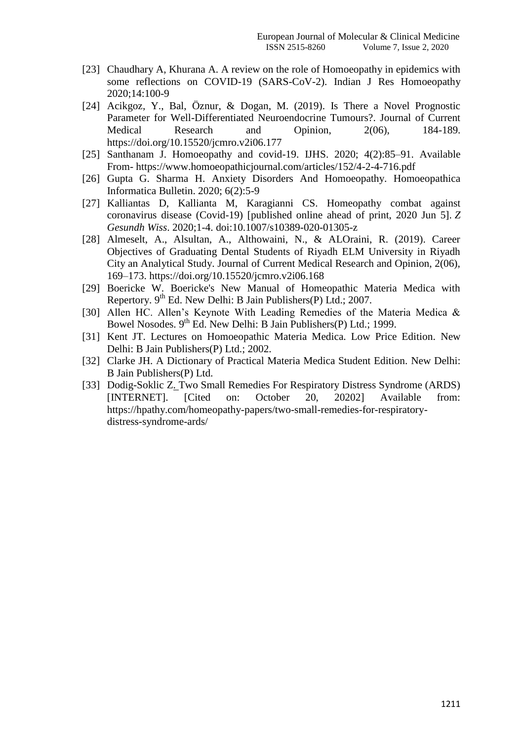[23] Chaudhary A, Khurana A. A review on the role of Homoeopathy in epidemics with some reflections on COVID-19 (SARS-CoV-2). Indian J Res Homoeopathy 2020;14:100-9

[24] Acikgoz, Y., Bal, Öznur, & Dogan, M. (2019). Is There a Novel Prognostic Parameter for Well-Differentiated Neuroendocrine Tumours?. Journal of Current Medical Research and Opinion, 2(06), 184-189. https://doi.org/10.15520/jcmro.v2i06.177

[25] Santhanam J. Homoeopathy and covid-19. IJHS. 2020; 4(2):85–91. Available From- https://www.homoeopathicjournal.com/articles/152/4-2-4-716.pdf

[26] Gupta G. Sharma H. Anxiety Disorders And Homoeopathy. Homoeopathica Informatica Bulletin. 2020; 6(2):5-9

[27] Kalliantas D, Kallianta M, Karagianni CS. Homeopathy combat against coronavirus disease (Covid-19) [published online ahead of print, 2020 Jun 5]. *Z Gesundh Wiss*. 2020;1-4. doi:10.1007/s10389-020-01305-z

[28] Almeselt, A., Alsultan, A., Althowaini, N., & ALOraini, R. (2019). Career Objectives of Graduating Dental Students of Riyadh ELM University in Riyadh City an Analytical Study. Journal of Current Medical Research and Opinion, 2(06), 169–173. https://doi.org/10.15520/jcmro.v2i06.168

[29] Boericke W. Boericke's New Manual of Homeopathic Materia Medica with Repertory. 9th Ed. New Delhi: B Jain Publishers(P) Ltd.; 2007.

[30] Allen HC. Allen's Keynote With Leading Remedies of the Materia Medica & Bowel Nosodes. 9th Ed. New Delhi: B Jain Publishers(P) Ltd.; 1999.

[31] Kent JT. Lectures on Homoeopathic Materia Medica. Low Price Edition. New Delhi: B Jain Publishers(P) Ltd.; 2002.

[32] Clarke JH. A Dictionary of Practical Materia Medica Student Edition. New Delhi: B Jain Publishers(P) Ltd.

[33] Dodig-Soklic Z. Two Small Remedies For Respiratory Distress Syndrome (ARDS) [INTERNET]. [Cited on: October 20, 20202] Available from: https://hpathy.com/homeopathy-papers/two-small-remedies-for-respiratory-distress-syndrome-ards/